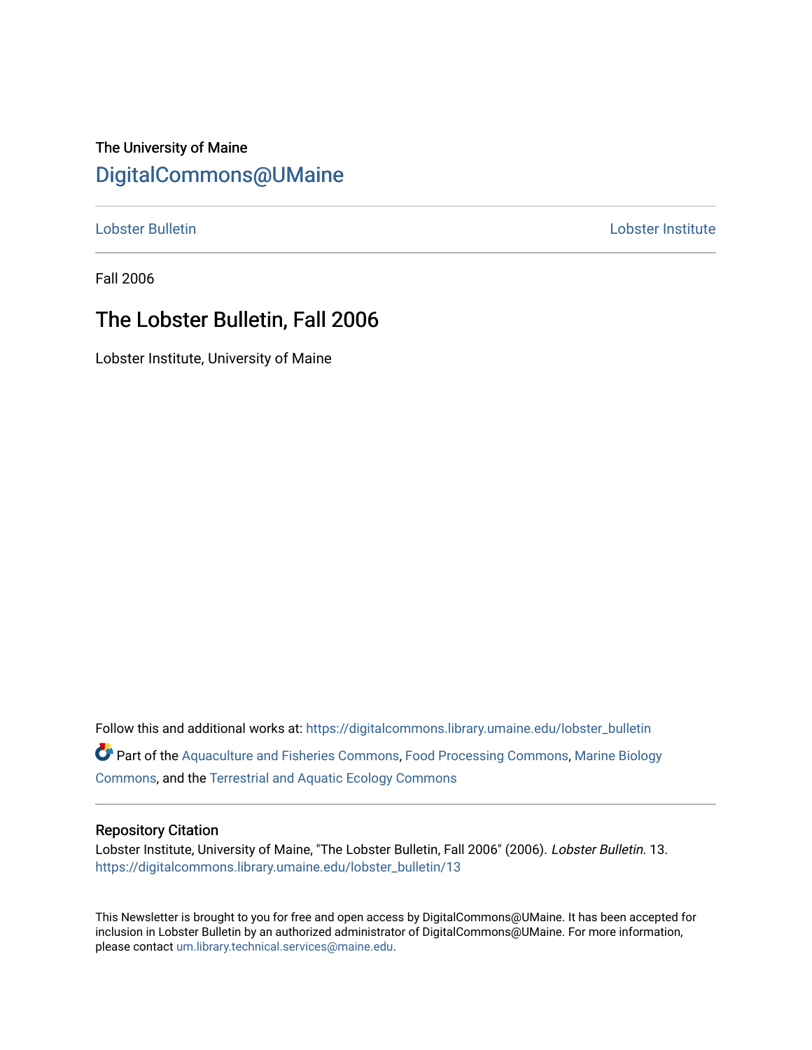The University of Maine

# DigitalCommons@UMaine

Lobster Bulletin | Lobster Institute

Fall 2006

## The Lobster Bulletin, Fall 2006

Lobster Institute, University of Maine

Follow this and additional works at: https://digitalcommons.library.umaine.edu/lobster_bulletin

Part of the Aquaculture and Fisheries Commons, Food Processing Commons, Marine Biology Commons, and the Terrestrial and Aquatic Ecology Commons

### Repository Citation

Lobster Institute, University of Maine, "The Lobster Bulletin, Fall 2006" (2006). *Lobster Bulletin*. 13.
https://digitalcommons.library.umaine.edu/lobster_bulletin/13

This Newsletter is brought to you for free and open access by DigitalCommons@UMaine. It has been accepted for inclusion in Lobster Bulletin by an authorized administrator of DigitalCommons@UMaine. For more information, please contact um.library.technical.services@maine.edu.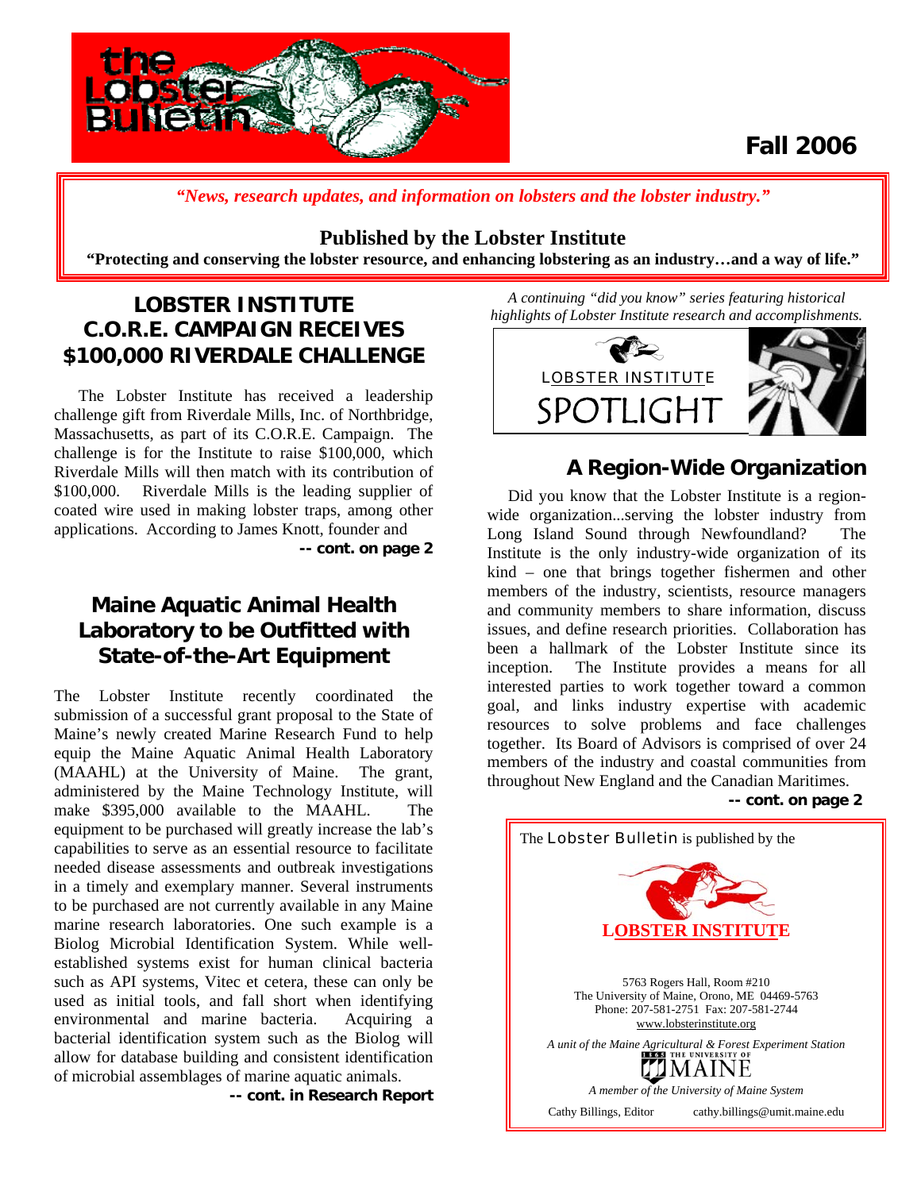# the Lobster Bulletin

**Fall 2006**

*"News, research updates, and information on lobsters and the lobster industry."*

**Published by the Lobster Institute**

**"Protecting and conserving the lobster resource, and enhancing lobstering as an industry…and a way of life."**

## LOBSTER INSTITUTE C.O.R.E. CAMPAIGN RECEIVES $100,000 RIVERDALE CHALLENGE

The Lobster Institute has received a leadership challenge gift from Riverdale Mills, Inc. of Northbridge, Massachusetts, as part of its C.O.R.E. Campaign. The challenge is for the Institute to raise $100,000, which Riverdale Mills will then match with its contribution of $100,000. Riverdale Mills is the leading supplier of coated wire used in making lobster traps, among other applications. According to James Knott, founder and

**-- cont. on page 2**

## Maine Aquatic Animal Health Laboratory to be Outfitted with State-of-the-Art Equipment

The Lobster Institute recently coordinated the submission of a successful grant proposal to the State of Maine's newly created Marine Research Fund to help equip the Maine Aquatic Animal Health Laboratory (MAAHL) at the University of Maine. The grant, administered by the Maine Technology Institute, will make $395,000 available to the MAAHL. The equipment to be purchased will greatly increase the lab's capabilities to serve as an essential resource to facilitate needed disease assessments and outbreak investigations in a timely and exemplary manner. Several instruments to be purchased are not currently available in any Maine marine research laboratories. One such example is a Biolog Microbial Identification System. While well-established systems exist for human clinical bacteria such as API systems, Vitec et cetera, these can only be used as initial tools, and fall short when identifying environmental and marine bacteria. Acquiring a bacterial identification system such as the Biolog will allow for database building and consistent identification of microbial assemblages of marine aquatic animals.

**-- cont. in Research Report**

*A continuing "did you know" series featuring historical highlights of Lobster Institute research and accomplishments.*

LOBSTER INSTITUTE SPOTLIGHT

## A Region-Wide Organization

Did you know that the Lobster Institute is a region-wide organization...serving the lobster industry from Long Island Sound through Newfoundland? The Institute is the only industry-wide organization of its kind – one that brings together fishermen and other members of the industry, scientists, resource managers and community members to share information, discuss issues, and define research priorities. Collaboration has been a hallmark of the Lobster Institute since its inception. The Institute provides a means for all interested parties to work together toward a common goal, and links industry expertise with academic resources to solve problems and face challenges together. Its Board of Advisors is comprised of over 24 members of the industry and coastal communities from throughout New England and the Canadian Maritimes.

**-- cont. on page 2**

The Lobster Bulletin is published by the

**LOBSTER INSTITUTE**

5763 Rogers Hall, Room #210
The University of Maine, Orono, ME 04469-5763
Phone: 207-581-2751 Fax: 207-581-2744
www.lobsterinstitute.org

*A unit of the Maine Agricultural & Forest Experiment Station*

THE UNIVERSITY OF MAINE

*A member of the University of Maine System*

Cathy Billings, Editor cathy.billings@umit.maine.edu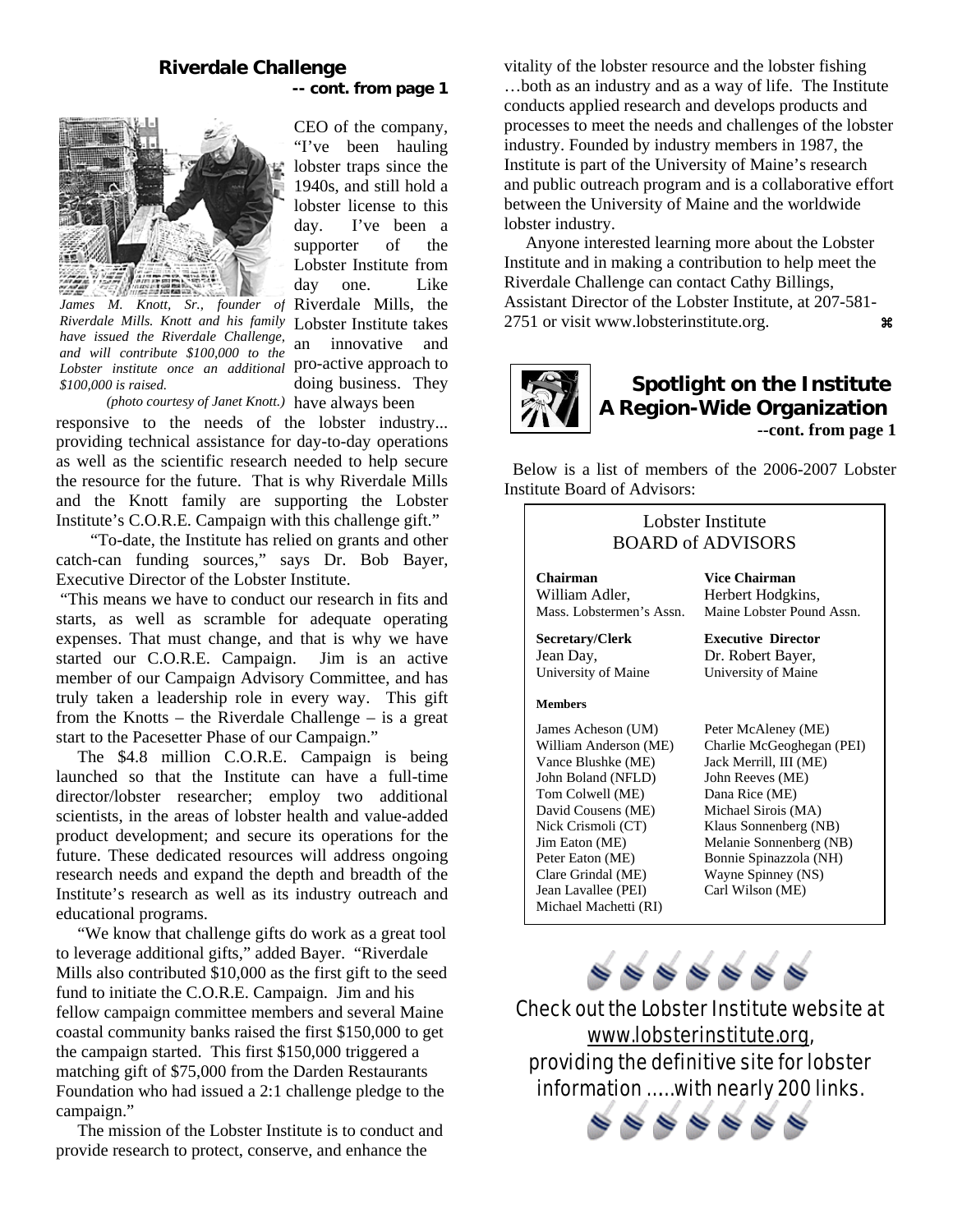## Riverdale Challenge

**-- cont. from page 1**

*James M. Knott, Sr., founder of Riverdale Mills. Knott and his family have issued the Riverdale Challenge, and will contribute $100,000 to the Lobster institute once an additional $100,000 is raised.*

*(photo courtesy of Janet Knott.)*

CEO of the company, "I've been hauling lobster traps since the 1940s, and still hold a lobster license to this day. I've been a supporter of the Lobster Institute from day one. Like Riverdale Mills, the Lobster Institute takes an innovative and pro-active approach to doing business. They have always been responsive to the needs of the lobster industry... providing technical assistance for day-to-day operations as well as the scientific research needed to help secure the resource for the future. That is why Riverdale Mills and the Knott family are supporting the Lobster Institute's C.O.R.E. Campaign with this challenge gift."

"To-date, the Institute has relied on grants and other catch-can funding sources," says Dr. Bob Bayer, Executive Director of the Lobster Institute.

"This means we have to conduct our research in fits and starts, as well as scramble for adequate operating expenses. That must change, and that is why we have started our C.O.R.E. Campaign. Jim is an active member of our Campaign Advisory Committee, and has truly taken a leadership role in every way. This gift from the Knotts – the Riverdale Challenge – is a great start to the Pacesetter Phase of our Campaign."

The $4.8 million C.O.R.E. Campaign is being launched so that the Institute can have a full-time director/lobster researcher; employ two additional scientists, in the areas of lobster health and value-added product development; and secure its operations for the future. These dedicated resources will address ongoing research needs and expand the depth and breadth of the Institute's research as well as its industry outreach and educational programs.

"We know that challenge gifts do work as a great tool to leverage additional gifts," added Bayer. "Riverdale Mills also contributed $10,000 as the first gift to the seed fund to initiate the C.O.R.E. Campaign. Jim and his fellow campaign committee members and several Maine coastal community banks raised the first $150,000 to get the campaign started. This first $150,000 triggered a matching gift of $75,000 from the Darden Restaurants Foundation who had issued a 2:1 challenge pledge to the campaign."

The mission of the Lobster Institute is to conduct and provide research to protect, conserve, and enhance the vitality of the lobster resource and the lobster fishing …both as an industry and as a way of life. The Institute conducts applied research and develops products and processes to meet the needs and challenges of the lobster industry. Founded by industry members in 1987, the Institute is part of the University of Maine's research and public outreach program and is a collaborative effort between the University of Maine and the worldwide lobster industry.

Anyone interested learning more about the Lobster Institute and in making a contribution to help meet the Riverdale Challenge can contact Cathy Billings, Assistant Director of the Lobster Institute, at 207-581-2751 or visit www.lobsterinstitute.org. ⌘

## Spotlight on the Institute
## A Region-Wide Organization

**--cont. from page 1**

Below is a list of members of the 2006-2007 Lobster Institute Board of Advisors:

### Lobster Institute BOARD of ADVISORS

| | |
|---|---|
| **Chairman**<br>William Adler,<br>Mass. Lobstermen's Assn. | **Vice Chairman**<br>Herbert Hodgkins,<br>Maine Lobster Pound Assn. |
| **Secretary/Clerk**<br>Jean Day,<br>University of Maine | **Executive Director**<br>Dr. Robert Bayer,<br>University of Maine |

**Members**

| | |
|---|---|
| James Acheson (UM) | Peter McAleney (ME) |
| William Anderson (ME) | Charlie McGeoghegan (PEI) |
| Vance Blushke (ME) | Jack Merrill, III (ME) |
| John Boland (NFLD) | John Reeves (ME) |
| Tom Colwell (ME) | Dana Rice (ME) |
| David Cousens (ME) | Michael Sirois (MA) |
| Nick Crismoli (CT) | Klaus Sonnenberg (NB) |
| Jim Eaton (ME) | Melanie Sonnenberg (NB) |
| Peter Eaton (ME) | Bonnie Spinazzola (NH) |
| Clare Grindal (ME) | Wayne Spinney (NS) |
| Jean Lavallee (PEI) | Carl Wilson (ME) |
| Michael Machetti (RI) | |

Check out the Lobster Institute website at www.lobsterinstitute.org, providing the definitive site for lobster information …..with nearly 200 links.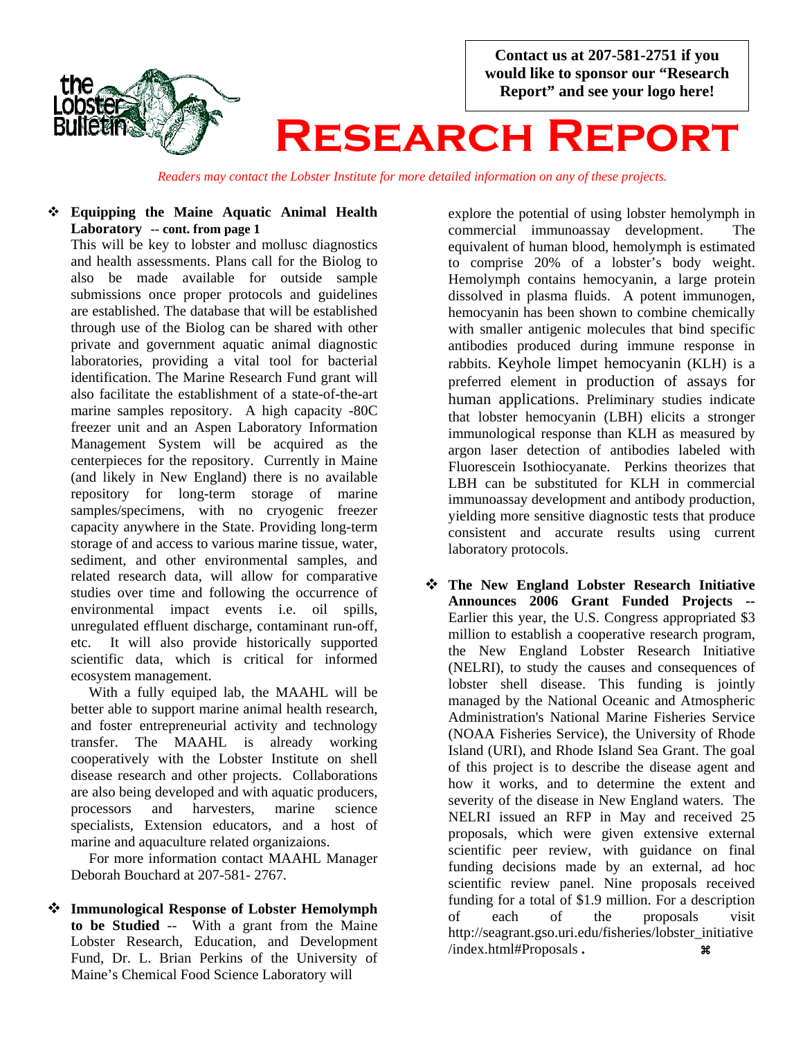Contact us at 207-581-2751 if you would like to sponsor our "Research Report" and see your logo here!

# Research Report

*Readers may contact the Lobster Institute for more detailed information on any of these projects.*

- **Equipping the Maine Aquatic Animal Health Laboratory -- cont. from page 1**
  This will be key to lobster and mollusc diagnostics and health assessments. Plans call for the Biolog to also be made available for outside sample submissions once proper protocols and guidelines are established. The database that will be established through use of the Biolog can be shared with other private and government aquatic animal diagnostic laboratories, providing a vital tool for bacterial identification. The Marine Research Fund grant will also facilitate the establishment of a state-of-the-art marine samples repository. A high capacity -80C freezer unit and an Aspen Laboratory Information Management System will be acquired as the centerpieces for the repository. Currently in Maine (and likely in New England) there is no available repository for long-term storage of marine samples/specimens, with no cryogenic freezer capacity anywhere in the State. Providing long-term storage of and access to various marine tissue, water, sediment, and other environmental samples, and related research data, will allow for comparative studies over time and following the occurrence of environmental impact events i.e. oil spills, unregulated effluent discharge, contaminant run-off, etc. It will also provide historically supported scientific data, which is critical for informed ecosystem management.

  With a fully equiped lab, the MAAHL will be better able to support marine animal health research, and foster entrepreneurial activity and technology transfer. The MAAHL is already working cooperatively with the Lobster Institute on shell disease research and other projects. Collaborations are also being developed and with aquatic producers, processors and harvesters, marine science specialists, Extension educators, and a host of marine and aquaculture related organizaions.

  For more information contact MAAHL Manager Deborah Bouchard at 207-581- 2767.

- **Immunological Response of Lobster Hemolymph to be Studied** -- With a grant from the Maine Lobster Research, Education, and Development Fund, Dr. L. Brian Perkins of the University of Maine's Chemical Food Science Laboratory will explore the potential of using lobster hemolymph in commercial immunoassay development. The equivalent of human blood, hemolymph is estimated to comprise 20% of a lobster's body weight. Hemolymph contains hemocyanin, a large protein dissolved in plasma fluids. A potent immunogen, hemocyanin has been shown to combine chemically with smaller antigenic molecules that bind specific antibodies produced during immune response in rabbits. Keyhole limpet hemocyanin (KLH) is a preferred element in production of assays for human applications. Preliminary studies indicate that lobster hemocyanin (LBH) elicits a stronger immunological response than KLH as measured by argon laser detection of antibodies labeled with Fluorescein Isothiocyanate. Perkins theorizes that LBH can be substituted for KLH in commercial immunoassay development and antibody production, yielding more sensitive diagnostic tests that produce consistent and accurate results using current laboratory protocols.

- **The New England Lobster Research Initiative Announces 2006 Grant Funded Projects --** Earlier this year, the U.S. Congress appropriated $3 million to establish a cooperative research program, the New England Lobster Research Initiative (NELRI), to study the causes and consequences of lobster shell disease. This funding is jointly managed by the National Oceanic and Atmospheric Administration's National Marine Fisheries Service (NOAA Fisheries Service), the University of Rhode Island (URI), and Rhode Island Sea Grant. The goal of this project is to describe the disease agent and how it works, and to determine the extent and severity of the disease in New England waters. The NELRI issued an RFP in May and received 25 proposals, which were given extensive external scientific peer review, with guidance on final funding decisions made by an external, ad hoc scientific review panel. Nine proposals received funding for a total of $1.9 million. For a description of each of the proposals visit http://seagrant.gso.uri.edu/fisheries/lobster_initiative/index.html#Proposals . ⌘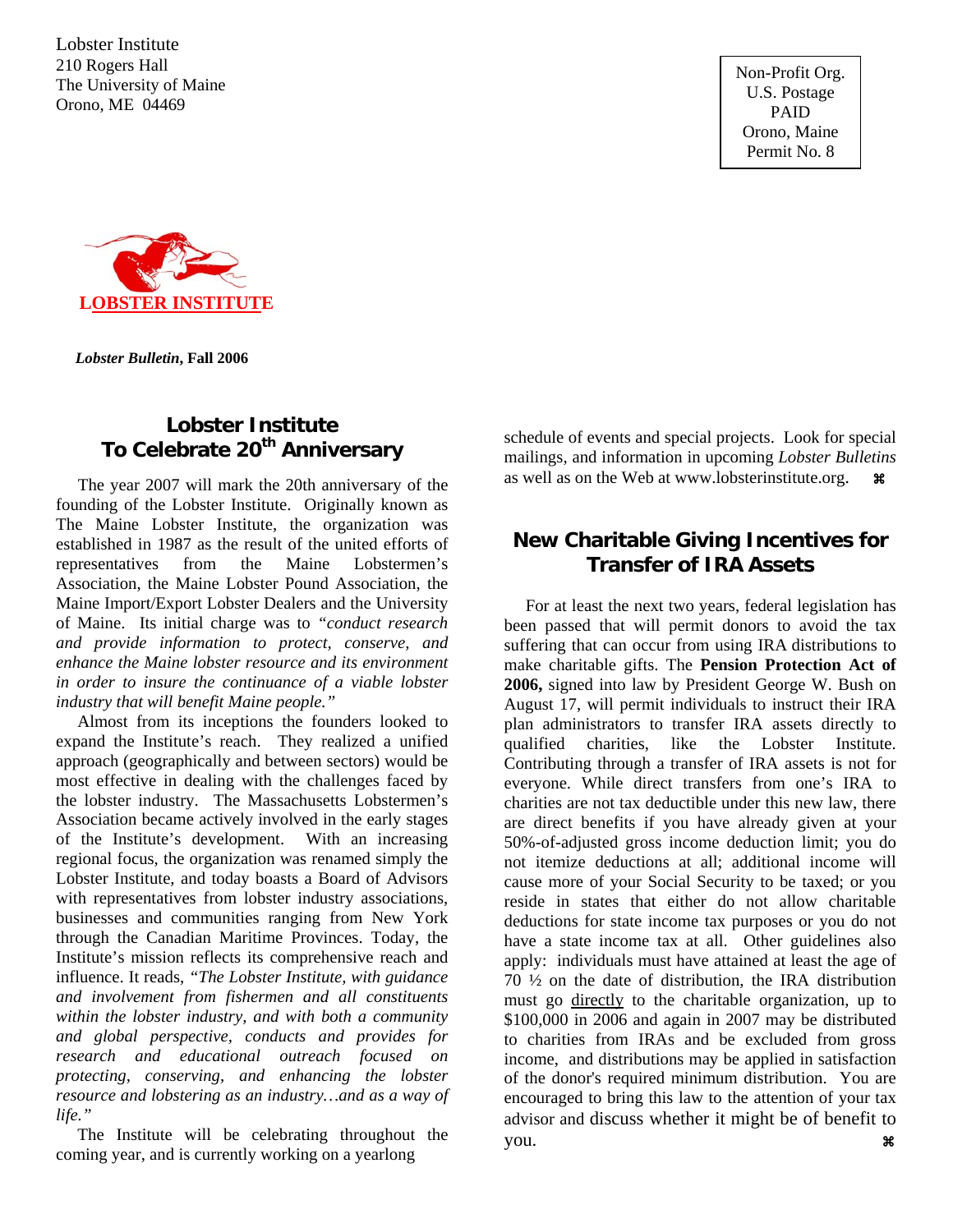Lobster Institute
210 Rogers Hall
The University of Maine
Orono, ME 04469

Non-Profit Org.
U.S. Postage
PAID
Orono, Maine
Permit No. 8

LOBSTER INSTITUTE

***Lobster Bulletin*, Fall 2006**

## Lobster Institute To Celebrate 20th Anniversary

The year 2007 will mark the 20th anniversary of the founding of the Lobster Institute. Originally known as The Maine Lobster Institute, the organization was established in 1987 as the result of the united efforts of representatives from the Maine Lobstermen's Association, the Maine Lobster Pound Association, the Maine Import/Export Lobster Dealers and the University of Maine. Its initial charge was to *"conduct research and provide information to protect, conserve, and enhance the Maine lobster resource and its environment in order to insure the continuance of a viable lobster industry that will benefit Maine people."*

Almost from its inceptions the founders looked to expand the Institute's reach. They realized a unified approach (geographically and between sectors) would be most effective in dealing with the challenges faced by the lobster industry. The Massachusetts Lobstermen's Association became actively involved in the early stages of the Institute's development. With an increasing regional focus, the organization was renamed simply the Lobster Institute, and today boasts a Board of Advisors with representatives from lobster industry associations, businesses and communities ranging from New York through the Canadian Maritime Provinces. Today, the Institute's mission reflects its comprehensive reach and influence. It reads, *"The Lobster Institute, with guidance and involvement from fishermen and all constituents within the lobster industry, and with both a community and global perspective, conducts and provides for research and educational outreach focused on protecting, conserving, and enhancing the lobster resource and lobstering as an industry…and as a way of life."*

The Institute will be celebrating throughout the coming year, and is currently working on a yearlong schedule of events and special projects. Look for special mailings, and information in upcoming *Lobster Bulletins* as well as on the Web at www.lobsterinstitute.org. ⌘

## New Charitable Giving Incentives for Transfer of IRA Assets

For at least the next two years, federal legislation has been passed that will permit donors to avoid the tax suffering that can occur from using IRA distributions to make charitable gifts. The **Pension Protection Act of 2006,** signed into law by President George W. Bush on August 17, will permit individuals to instruct their IRA plan administrators to transfer IRA assets directly to qualified charities, like the Lobster Institute. Contributing through a transfer of IRA assets is not for everyone. While direct transfers from one's IRA to charities are not tax deductible under this new law, there are direct benefits if you have already given at your 50%-of-adjusted gross income deduction limit; you do not itemize deductions at all; additional income will cause more of your Social Security to be taxed; or you reside in states that either do not allow charitable deductions for state income tax purposes or you do not have a state income tax at all. Other guidelines also apply: individuals must have attained at least the age of 70 ½ on the date of distribution, the IRA distribution must go directly to the charitable organization, up to $100,000 in 2006 and again in 2007 may be distributed to charities from IRAs and be excluded from gross income, and distributions may be applied in satisfaction of the donor's required minimum distribution. You are encouraged to bring this law to the attention of your tax advisor and discuss whether it might be of benefit to you. ⌘